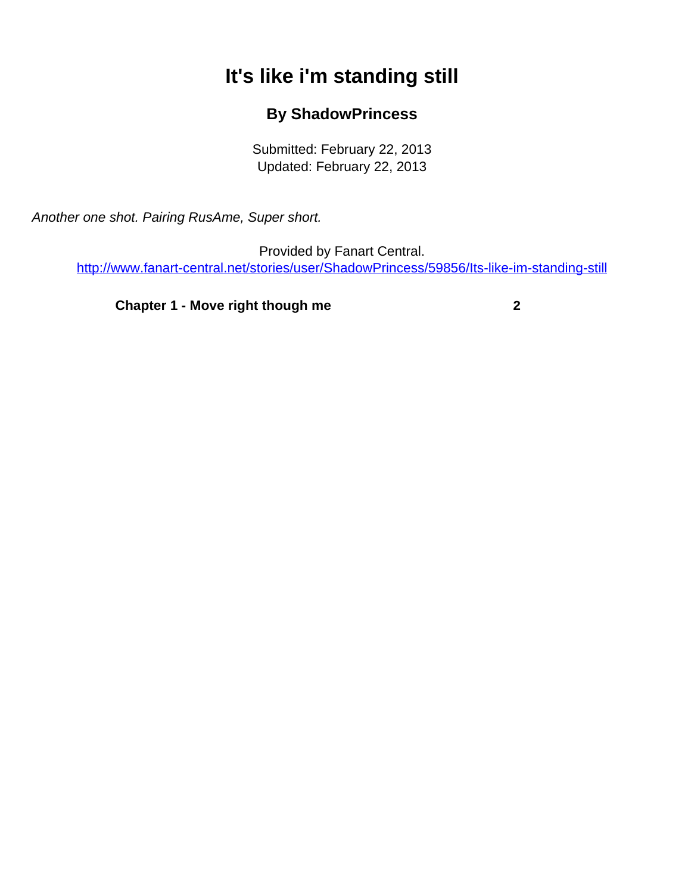# It's like i'm standing still

### By ShadowPrincess

Submitted: February 22, 2013
Updated: February 22, 2013

*Another one shot. Pairing RusAme, Super short.*

Provided by Fanart Central.
http://www.fanart-central.net/stories/user/ShadowPrincess/59856/Its-like-im-standing-still

**Chapter 1 - Move right though me** **2**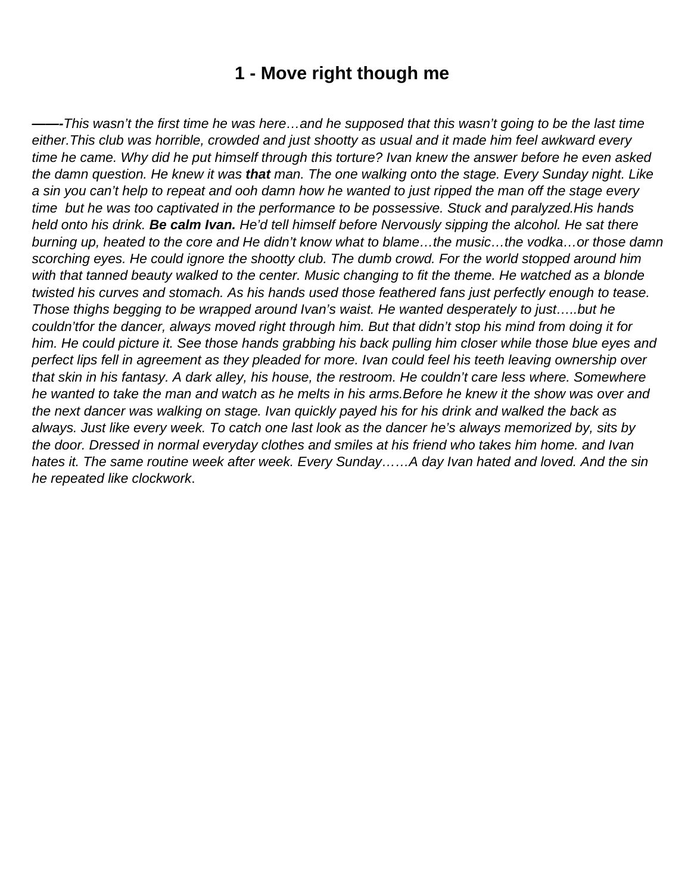## 1 - Move right though me

***——-****This wasn't the first time he was here…and he supposed that this wasn't going to be the last time either.This club was horrible, crowded and just shootty as usual and it made him feel awkward every time he came. Why did he put himself through this torture? Ivan knew the answer before he even asked the damn question. He knew it was* ***that*** *man. The one walking onto the stage. Every Sunday night. Like a sin you can't help to repeat and ooh damn how he wanted to just ripped the man off the stage every time  but he was too captivated in the performance to be possessive. Stuck and paralyzed.His hands held onto his drink.* ***Be calm Ivan.*** *He'd tell himself before Nervously sipping the alcohol. He sat there burning up, heated to the core and He didn't know what to blame…the music…the vodka…or those damn scorching eyes. He could ignore the shootty club. The dumb crowd. For the world stopped around him with that tanned beauty walked to the center. Music changing to fit the theme. He watched as a blonde twisted his curves and stomach. As his hands used those feathered fans just perfectly enough to tease. Those thighs begging to be wrapped around Ivan's waist. He wanted desperately to just…..but he couldn'tfor the dancer, always moved right through him. But that didn't stop his mind from doing it for him. He could picture it. See those hands grabbing his back pulling him closer while those blue eyes and perfect lips fell in agreement as they pleaded for more. Ivan could feel his teeth leaving ownership over that skin in his fantasy. A dark alley, his house, the restroom. He couldn't care less where. Somewhere he wanted to take the man and watch as he melts in his arms.Before he knew it the show was over and the next dancer was walking on stage. Ivan quickly payed his for his drink and walked the back as always. Just like every week. To catch one last look as the dancer he's always memorized by, sits by the door. Dressed in normal everyday clothes and smiles at his friend who takes him home. and Ivan hates it. The same routine week after week. Every Sunday……A day Ivan hated and loved. And the sin he repeated like clockwork*.